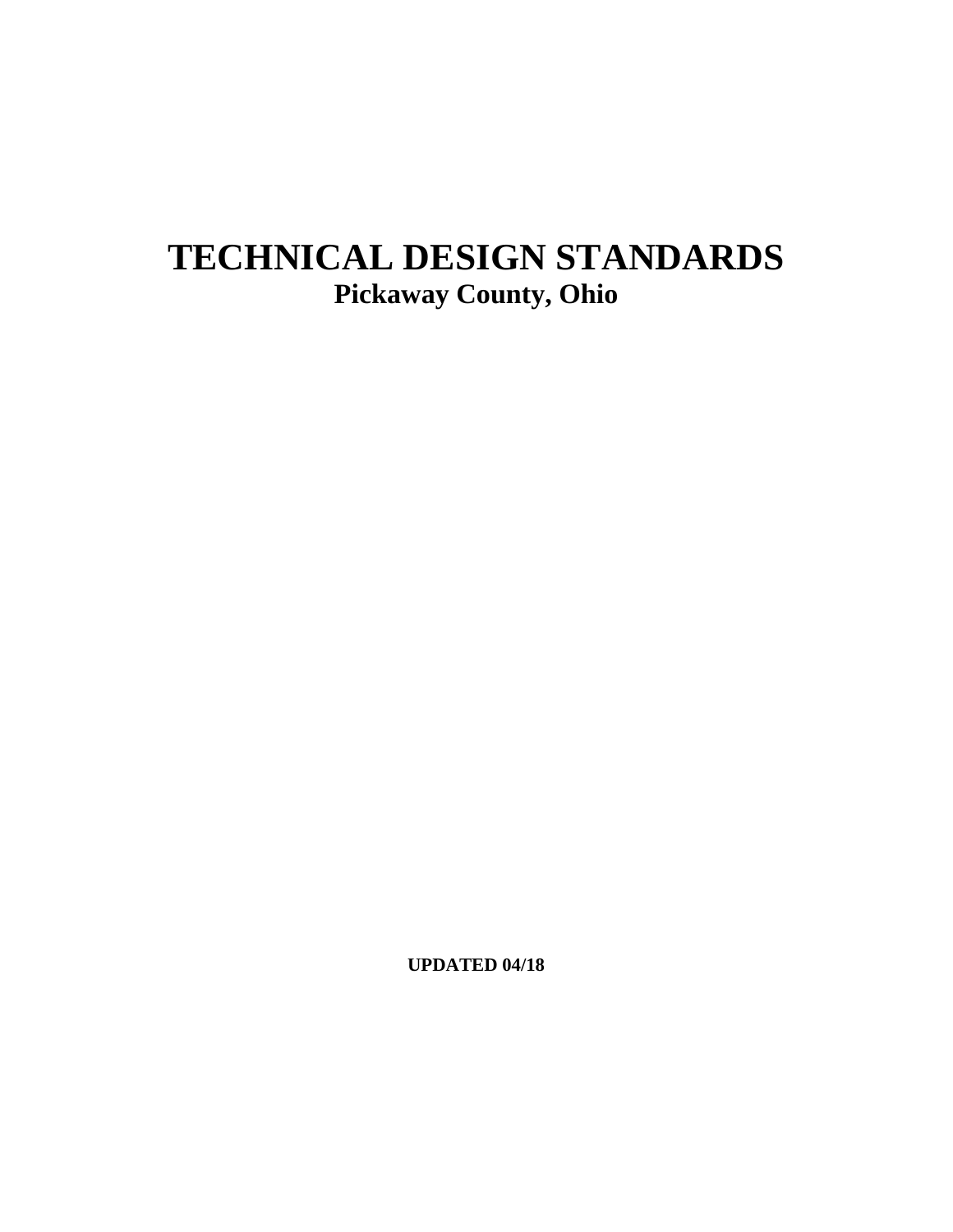# TECHNICAL DESIGN STANDARDS

## Pickaway County, Ohio

**UPDATED 04/18**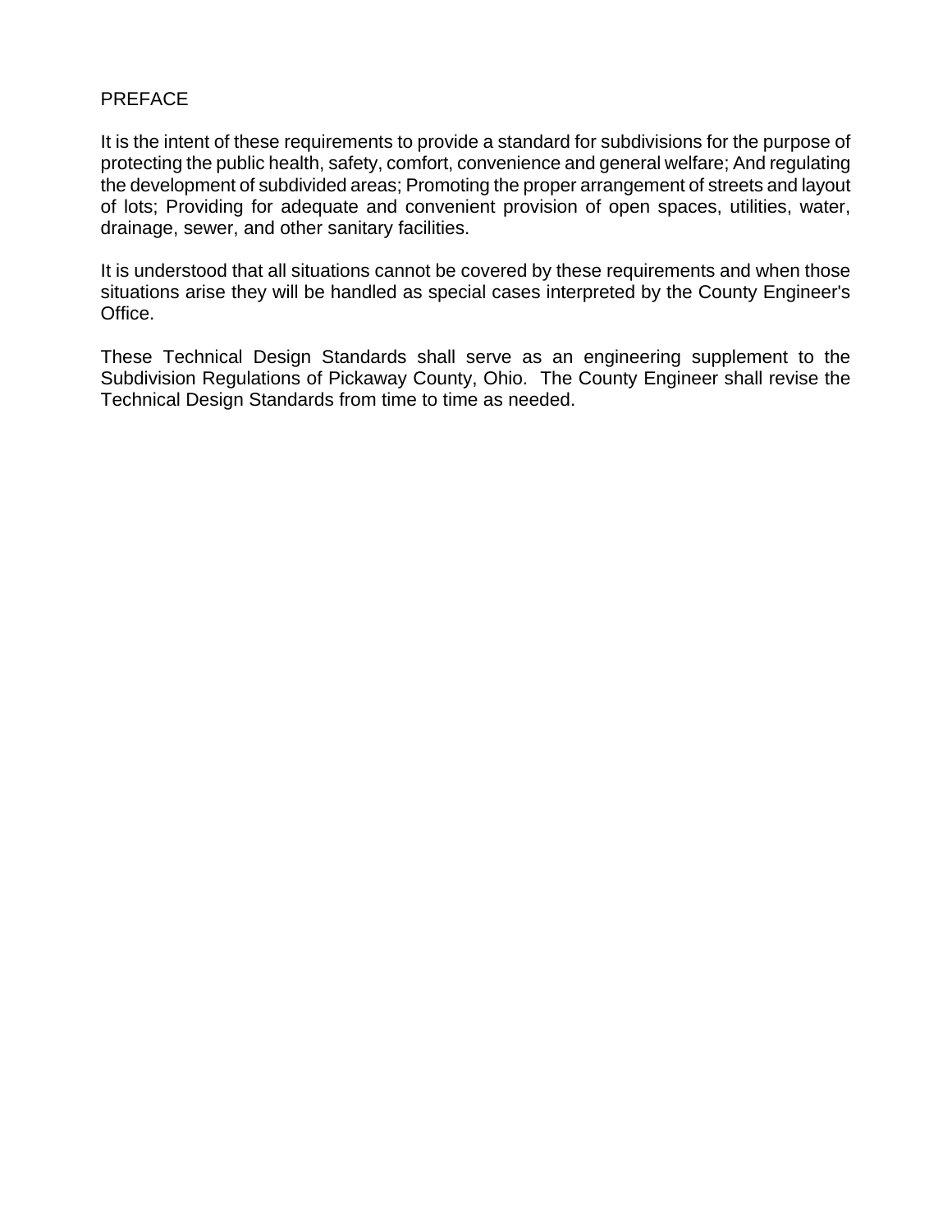## PREFACE

It is the intent of these requirements to provide a standard for subdivisions for the purpose of protecting the public health, safety, comfort, convenience and general welfare; And regulating the development of subdivided areas; Promoting the proper arrangement of streets and layout of lots; Providing for adequate and convenient provision of open spaces, utilities, water, drainage, sewer, and other sanitary facilities.

It is understood that all situations cannot be covered by these requirements and when those situations arise they will be handled as special cases interpreted by the County Engineer's Office.

These Technical Design Standards shall serve as an engineering supplement to the Subdivision Regulations of Pickaway County, Ohio. The County Engineer shall revise the Technical Design Standards from time to time as needed.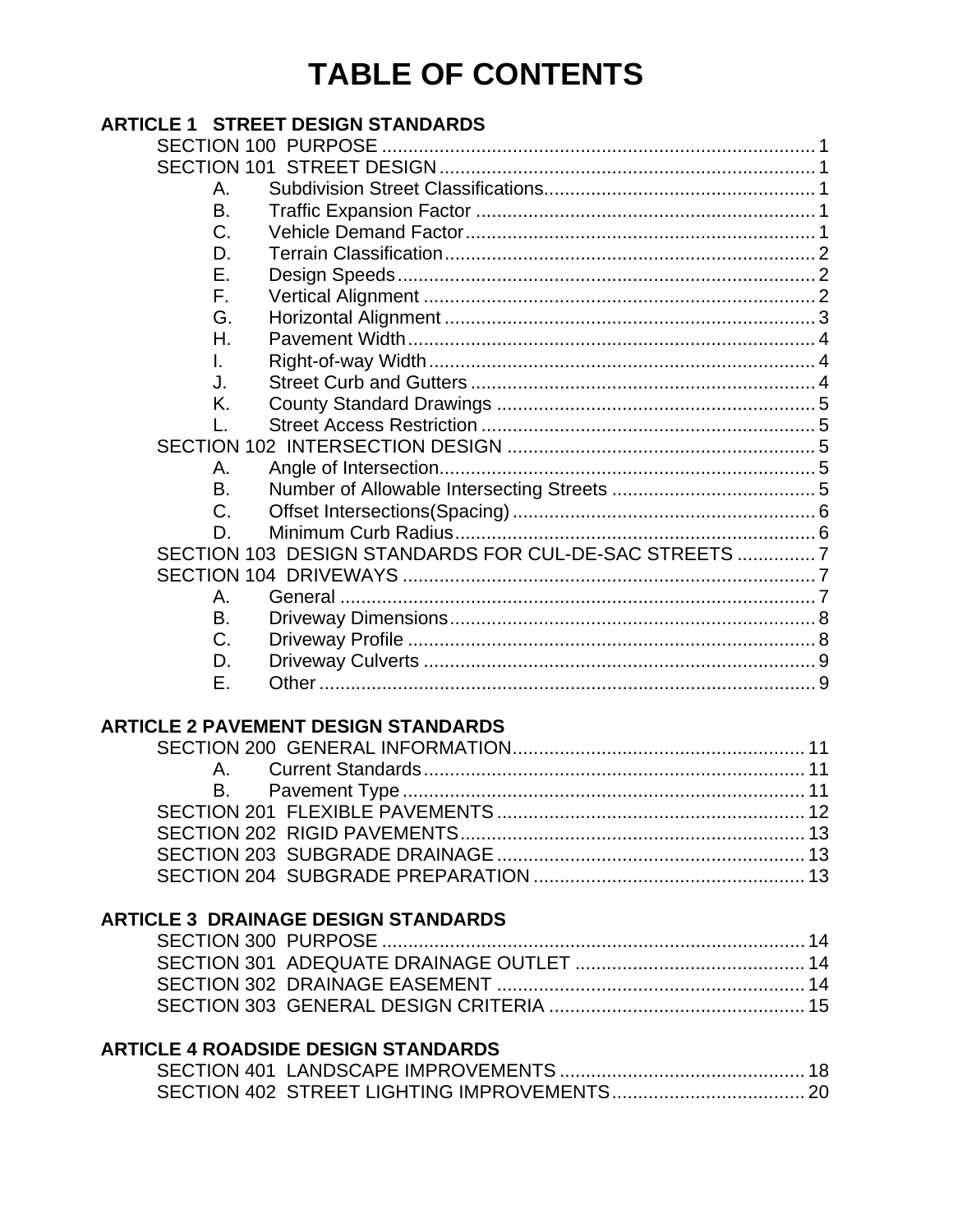# TABLE OF CONTENTS

## ARTICLE 1 STREET DESIGN STANDARDS

- SECTION 100 PURPOSE .......... 1
- SECTION 101 STREET DESIGN .......... 1
  - A. Subdivision Street Classifications .......... 1
  - B. Traffic Expansion Factor .......... 1
  - C. Vehicle Demand Factor .......... 1
  - D. Terrain Classification .......... 2
  - E. Design Speeds .......... 2
  - F. Vertical Alignment .......... 2
  - G. Horizontal Alignment .......... 3
  - H. Pavement Width .......... 4
  - I. Right-of-way Width .......... 4
  - J. Street Curb and Gutters .......... 4
  - K. County Standard Drawings .......... 5
  - L. Street Access Restriction .......... 5
- SECTION 102 INTERSECTION DESIGN .......... 5
  - A. Angle of Intersection .......... 5
  - B. Number of Allowable Intersecting Streets .......... 5
  - C. Offset Intersections(Spacing) .......... 6
  - D. Minimum Curb Radius .......... 6
- SECTION 103 DESIGN STANDARDS FOR CUL-DE-SAC STREETS .......... 7
- SECTION 104 DRIVEWAYS .......... 7
  - A. General .......... 7
  - B. Driveway Dimensions .......... 8
  - C. Driveway Profile .......... 8
  - D. Driveway Culverts .......... 9
  - E. Other .......... 9

## ARTICLE 2 PAVEMENT DESIGN STANDARDS

- SECTION 200 GENERAL INFORMATION .......... 11
  - A. Current Standards .......... 11
  - B. Pavement Type .......... 11
- SECTION 201 FLEXIBLE PAVEMENTS .......... 12
- SECTION 202 RIGID PAVEMENTS .......... 13
- SECTION 203 SUBGRADE DRAINAGE .......... 13
- SECTION 204 SUBGRADE PREPARATION .......... 13

## ARTICLE 3 DRAINAGE DESIGN STANDARDS

- SECTION 300 PURPOSE .......... 14
- SECTION 301 ADEQUATE DRAINAGE OUTLET .......... 14
- SECTION 302 DRAINAGE EASEMENT .......... 14
- SECTION 303 GENERAL DESIGN CRITERIA .......... 15

## ARTICLE 4 ROADSIDE DESIGN STANDARDS

- SECTION 401 LANDSCAPE IMPROVEMENTS .......... 18
- SECTION 402 STREET LIGHTING IMPROVEMENTS .......... 20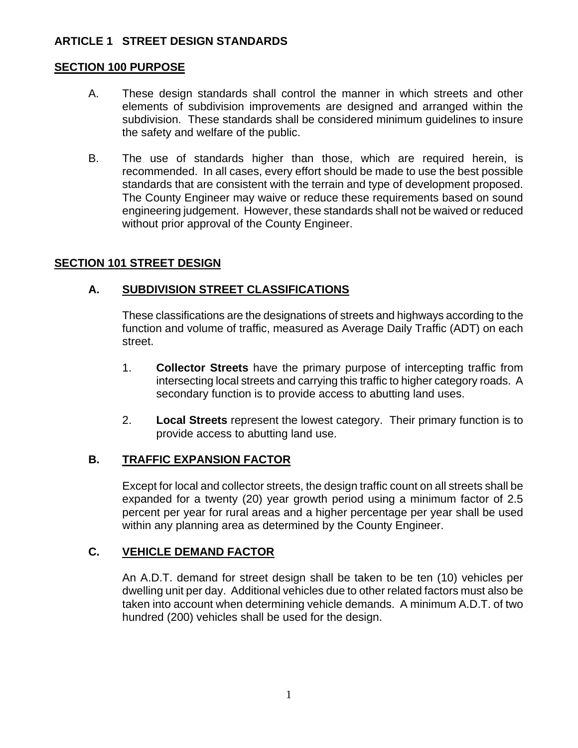# ARTICLE 1 STREET DESIGN STANDARDS

## SECTION 100 PURPOSE

A. These design standards shall control the manner in which streets and other elements of subdivision improvements are designed and arranged within the subdivision. These standards shall be considered minimum guidelines to insure the safety and welfare of the public.

B. The use of standards higher than those, which are required herein, is recommended. In all cases, every effort should be made to use the best possible standards that are consistent with the terrain and type of development proposed. The County Engineer may waive or reduce these requirements based on sound engineering judgement. However, these standards shall not be waived or reduced without prior approval of the County Engineer.

## SECTION 101 STREET DESIGN

### A. SUBDIVISION STREET CLASSIFICATIONS

These classifications are the designations of streets and highways according to the function and volume of traffic, measured as Average Daily Traffic (ADT) on each street.

1. **Collector Streets** have the primary purpose of intercepting traffic from intersecting local streets and carrying this traffic to higher category roads. A secondary function is to provide access to abutting land uses.

2. **Local Streets** represent the lowest category. Their primary function is to provide access to abutting land use.

### B. TRAFFIC EXPANSION FACTOR

Except for local and collector streets, the design traffic count on all streets shall be expanded for a twenty (20) year growth period using a minimum factor of 2.5 percent per year for rural areas and a higher percentage per year shall be used within any planning area as determined by the County Engineer.

### C. VEHICLE DEMAND FACTOR

An A.D.T. demand for street design shall be taken to be ten (10) vehicles per dwelling unit per day. Additional vehicles due to other related factors must also be taken into account when determining vehicle demands. A minimum A.D.T. of two hundred (200) vehicles shall be used for the design.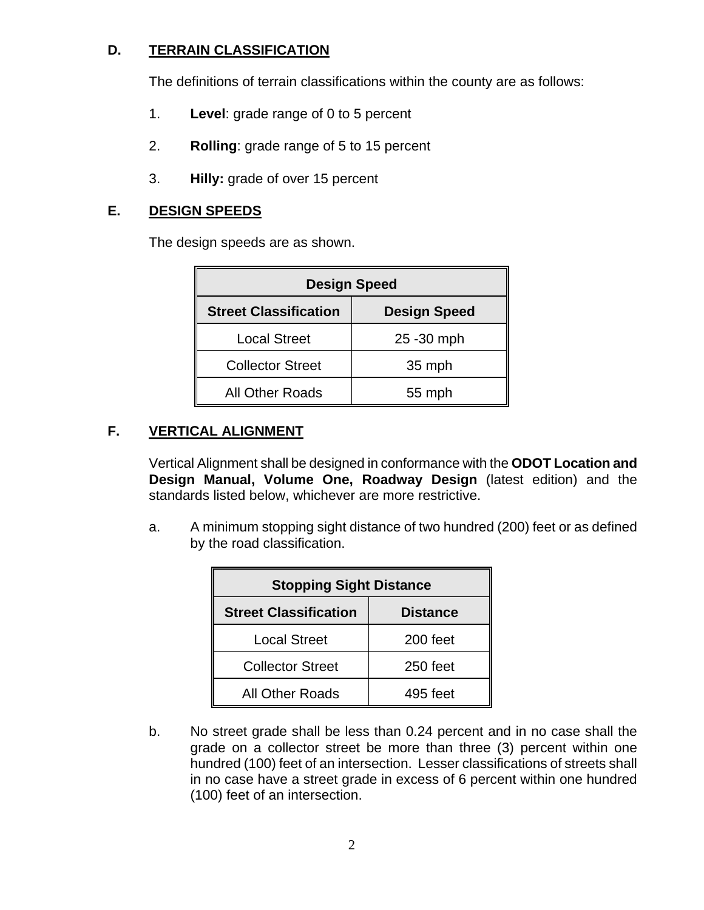## D. TERRAIN CLASSIFICATION

The definitions of terrain classifications within the county are as follows:

1. **Level**: grade range of 0 to 5 percent
2. **Rolling**: grade range of 5 to 15 percent
3. **Hilly:** grade of over 15 percent

## E. DESIGN SPEEDS

The design speeds are as shown.

| Design Speed | |
|---|---|
| **Street Classification** | **Design Speed** |
| Local Street | 25 -30 mph |
| Collector Street | 35 mph |
| All Other Roads | 55 mph |

## F. VERTICAL ALIGNMENT

Vertical Alignment shall be designed in conformance with the **ODOT Location and Design Manual, Volume One, Roadway Design** (latest edition) and the standards listed below, whichever are more restrictive.

a. A minimum stopping sight distance of two hundred (200) feet or as defined by the road classification.

| Stopping Sight Distance | |
|---|---|
| **Street Classification** | **Distance** |
| Local Street | 200 feet |
| Collector Street | 250 feet |
| All Other Roads | 495 feet |

b. No street grade shall be less than 0.24 percent and in no case shall the grade on a collector street be more than three (3) percent within one hundred (100) feet of an intersection. Lesser classifications of streets shall in no case have a street grade in excess of 6 percent within one hundred (100) feet of an intersection.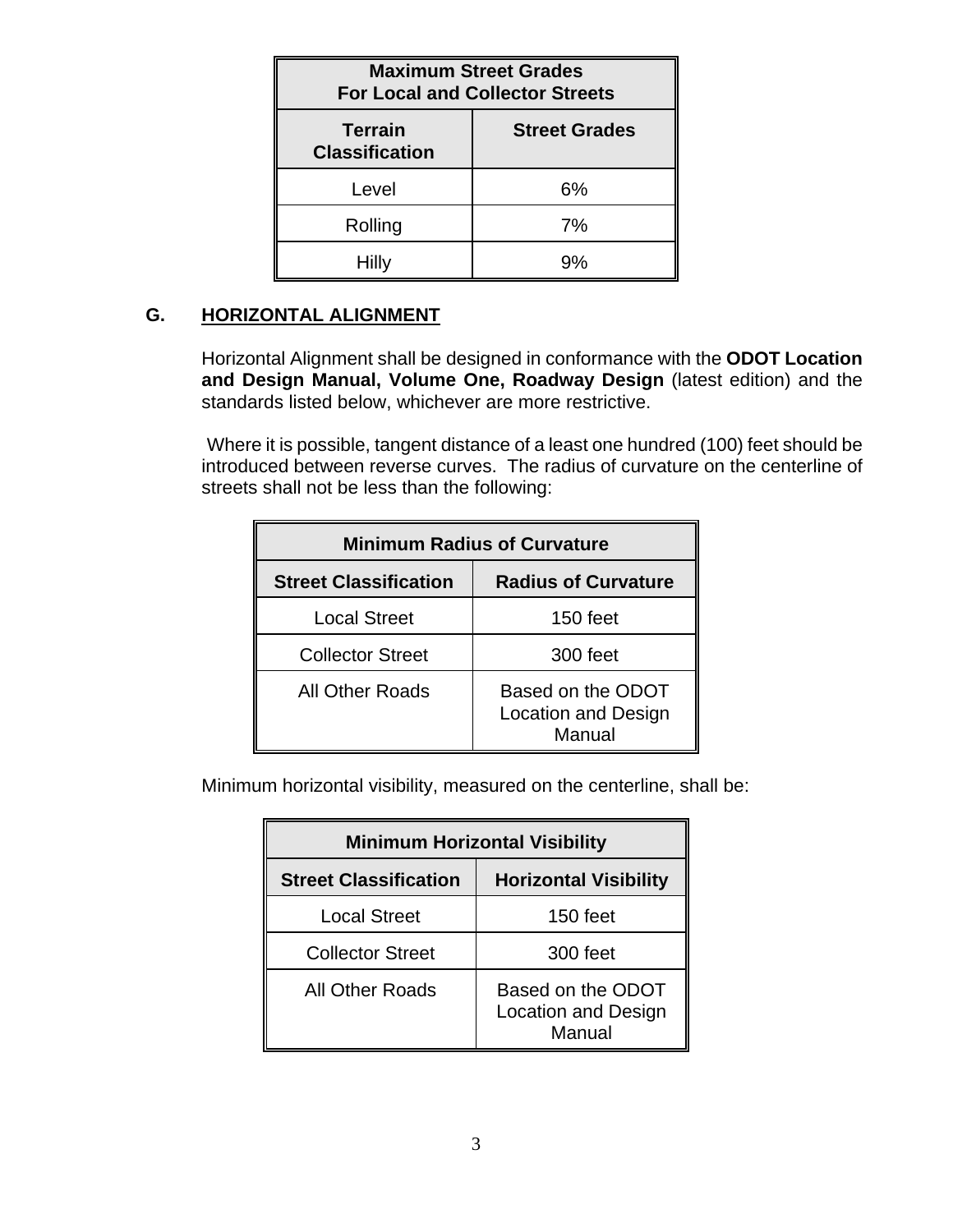| Maximum Street Grades For Local and Collector Streets | |
|---|---|
| **Terrain Classification** | **Street Grades** |
| Level | 6% |
| Rolling | 7% |
| Hilly | 9% |

## G. HORIZONTAL ALIGNMENT

Horizontal Alignment shall be designed in conformance with the **ODOT Location and Design Manual, Volume One, Roadway Design** (latest edition) and the standards listed below, whichever are more restrictive.

Where it is possible, tangent distance of a least one hundred (100) feet should be introduced between reverse curves. The radius of curvature on the centerline of streets shall not be less than the following:

| Minimum Radius of Curvature | |
|---|---|
| **Street Classification** | **Radius of Curvature** |
| Local Street | 150 feet |
| Collector Street | 300 feet |
| All Other Roads | Based on the ODOT Location and Design Manual |

Minimum horizontal visibility, measured on the centerline, shall be:

| Minimum Horizontal Visibility | |
|---|---|
| **Street Classification** | **Horizontal Visibility** |
| Local Street | 150 feet |
| Collector Street | 300 feet |
| All Other Roads | Based on the ODOT Location and Design Manual |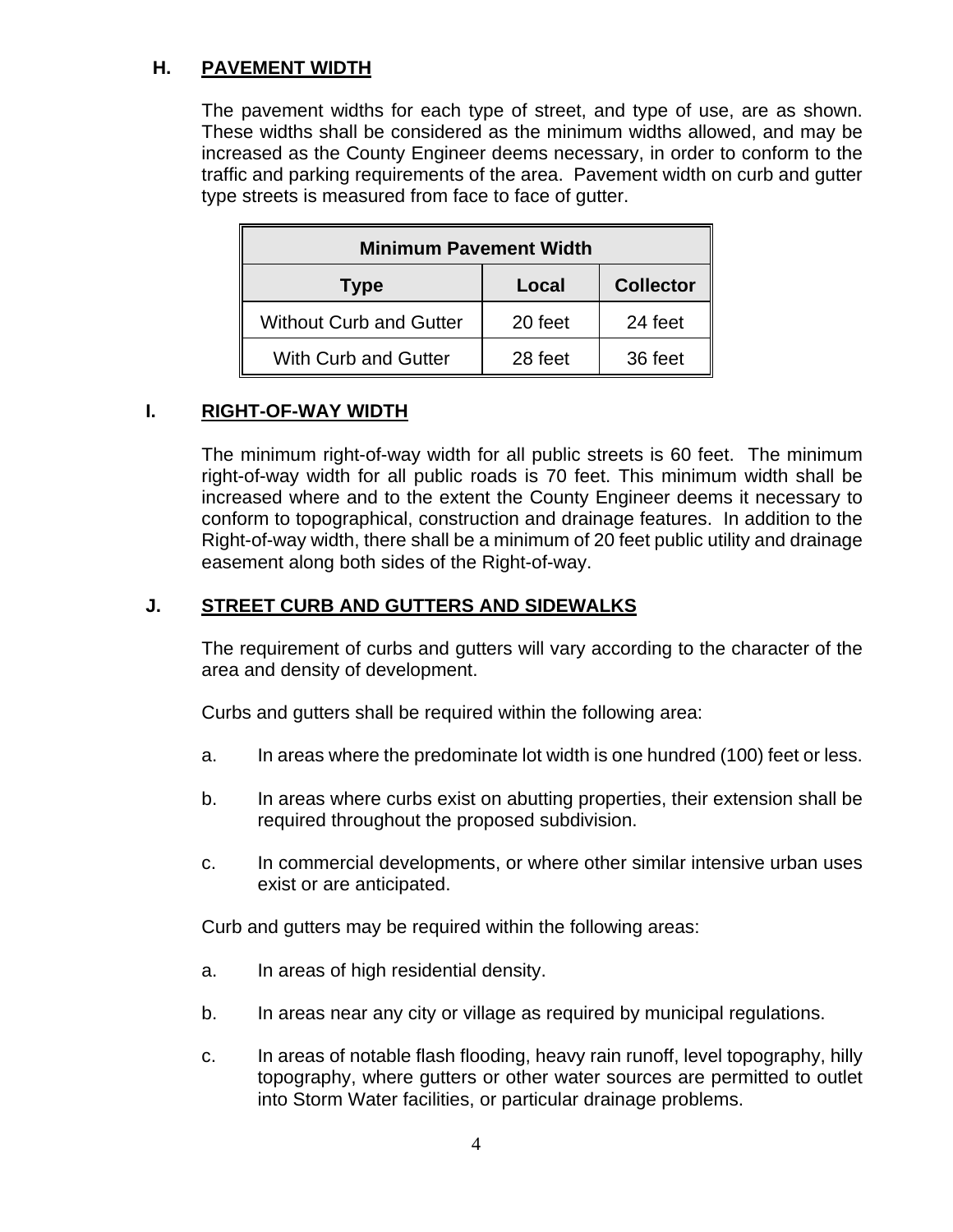## H. PAVEMENT WIDTH

The pavement widths for each type of street, and type of use, are as shown. These widths shall be considered as the minimum widths allowed, and may be increased as the County Engineer deems necessary, in order to conform to the traffic and parking requirements of the area. Pavement width on curb and gutter type streets is measured from face to face of gutter.

| Minimum Pavement Width | | |
|---|---|---|
| **Type** | **Local** | **Collector** |
| Without Curb and Gutter | 20 feet | 24 feet |
| With Curb and Gutter | 28 feet | 36 feet |

## I. RIGHT-OF-WAY WIDTH

The minimum right-of-way width for all public streets is 60 feet. The minimum right-of-way width for all public roads is 70 feet. This minimum width shall be increased where and to the extent the County Engineer deems it necessary to conform to topographical, construction and drainage features. In addition to the Right-of-way width, there shall be a minimum of 20 feet public utility and drainage easement along both sides of the Right-of-way.

## J. STREET CURB AND GUTTERS AND SIDEWALKS

The requirement of curbs and gutters will vary according to the character of the area and density of development.

Curbs and gutters shall be required within the following area:

a. In areas where the predominate lot width is one hundred (100) feet or less.

b. In areas where curbs exist on abutting properties, their extension shall be required throughout the proposed subdivision.

c. In commercial developments, or where other similar intensive urban uses exist or are anticipated.

Curb and gutters may be required within the following areas:

a. In areas of high residential density.

b. In areas near any city or village as required by municipal regulations.

c. In areas of notable flash flooding, heavy rain runoff, level topography, hilly topography, where gutters or other water sources are permitted to outlet into Storm Water facilities, or particular drainage problems.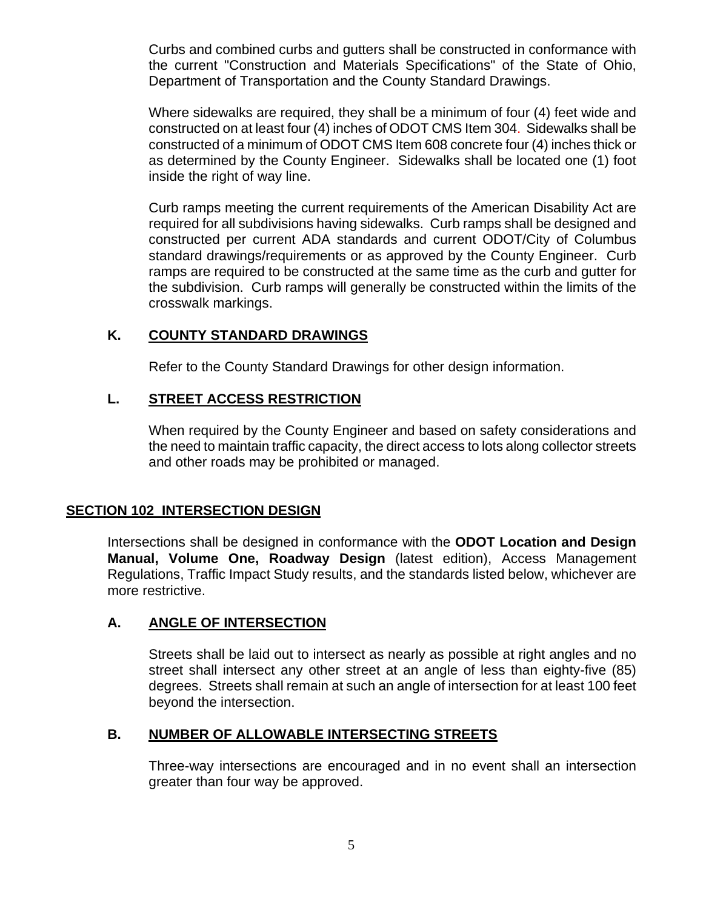Curbs and combined curbs and gutters shall be constructed in conformance with the current "Construction and Materials Specifications" of the State of Ohio, Department of Transportation and the County Standard Drawings.

Where sidewalks are required, they shall be a minimum of four (4) feet wide and constructed on at least four (4) inches of ODOT CMS Item 304. Sidewalks shall be constructed of a minimum of ODOT CMS Item 608 concrete four (4) inches thick or as determined by the County Engineer. Sidewalks shall be located one (1) foot inside the right of way line.

Curb ramps meeting the current requirements of the American Disability Act are required for all subdivisions having sidewalks. Curb ramps shall be designed and constructed per current ADA standards and current ODOT/City of Columbus standard drawings/requirements or as approved by the County Engineer. Curb ramps are required to be constructed at the same time as the curb and gutter for the subdivision. Curb ramps will generally be constructed within the limits of the crosswalk markings.

### K. COUNTY STANDARD DRAWINGS

Refer to the County Standard Drawings for other design information.

### L. STREET ACCESS RESTRICTION

When required by the County Engineer and based on safety considerations and the need to maintain traffic capacity, the direct access to lots along collector streets and other roads may be prohibited or managed.

## SECTION 102 INTERSECTION DESIGN

Intersections shall be designed in conformance with the **ODOT Location and Design Manual, Volume One, Roadway Design** (latest edition), Access Management Regulations, Traffic Impact Study results, and the standards listed below, whichever are more restrictive.

### A. ANGLE OF INTERSECTION

Streets shall be laid out to intersect as nearly as possible at right angles and no street shall intersect any other street at an angle of less than eighty-five (85) degrees. Streets shall remain at such an angle of intersection for at least 100 feet beyond the intersection.

### B. NUMBER OF ALLOWABLE INTERSECTING STREETS

Three-way intersections are encouraged and in no event shall an intersection greater than four way be approved.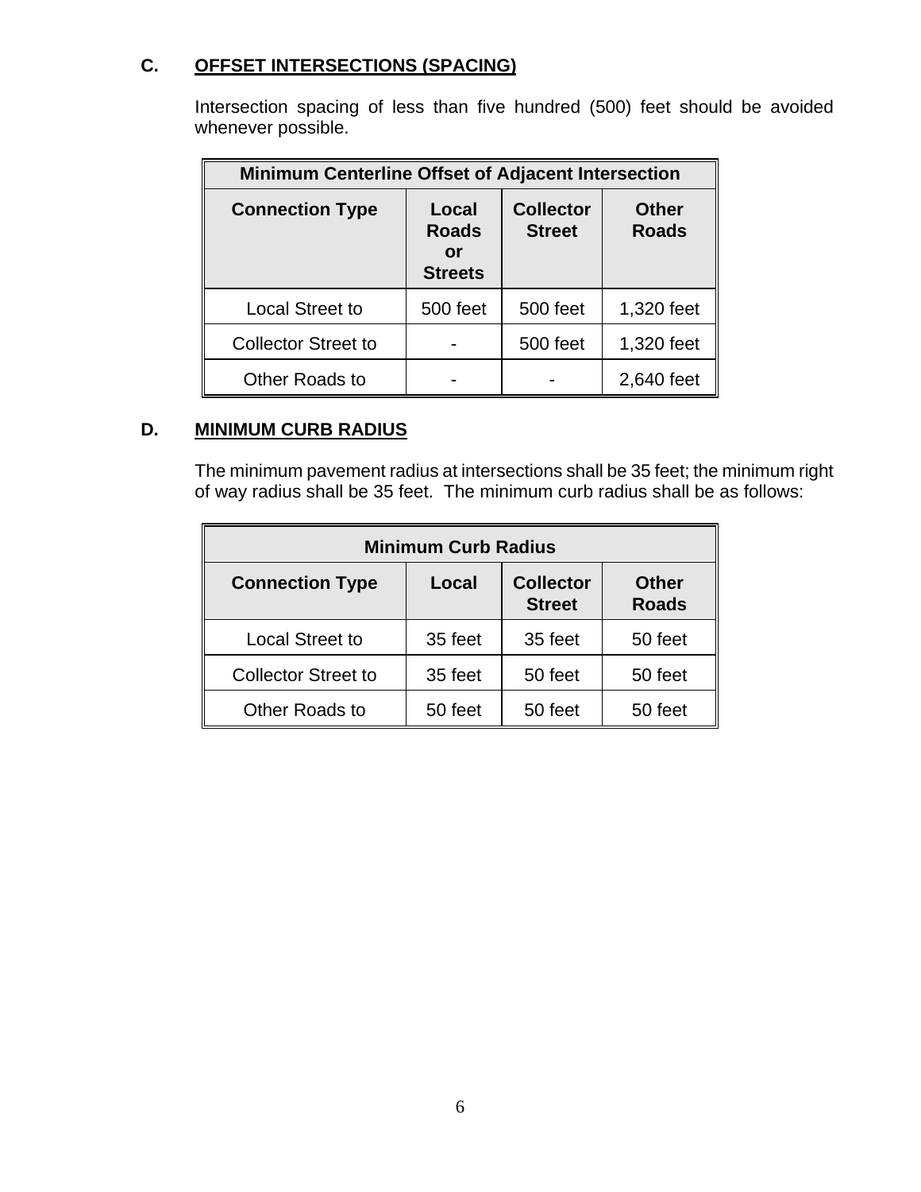### C. OFFSET INTERSECTIONS (SPACING)

Intersection spacing of less than five hundred (500) feet should be avoided whenever possible.

| Minimum Centerline Offset of Adjacent Intersection | | | |
|---|---|---|---|
| **Connection Type** | **Local Roads or Streets** | **Collector Street** | **Other Roads** |
| Local Street to | 500 feet | 500 feet | 1,320 feet |
| Collector Street to | - | 500 feet | 1,320 feet |
| Other Roads to | - | - | 2,640 feet |

### D. MINIMUM CURB RADIUS

The minimum pavement radius at intersections shall be 35 feet; the minimum right of way radius shall be 35 feet. The minimum curb radius shall be as follows:

| Minimum Curb Radius | | | |
|---|---|---|---|
| **Connection Type** | **Local** | **Collector Street** | **Other Roads** |
| Local Street to | 35 feet | 35 feet | 50 feet |
| Collector Street to | 35 feet | 50 feet | 50 feet |
| Other Roads to | 50 feet | 50 feet | 50 feet |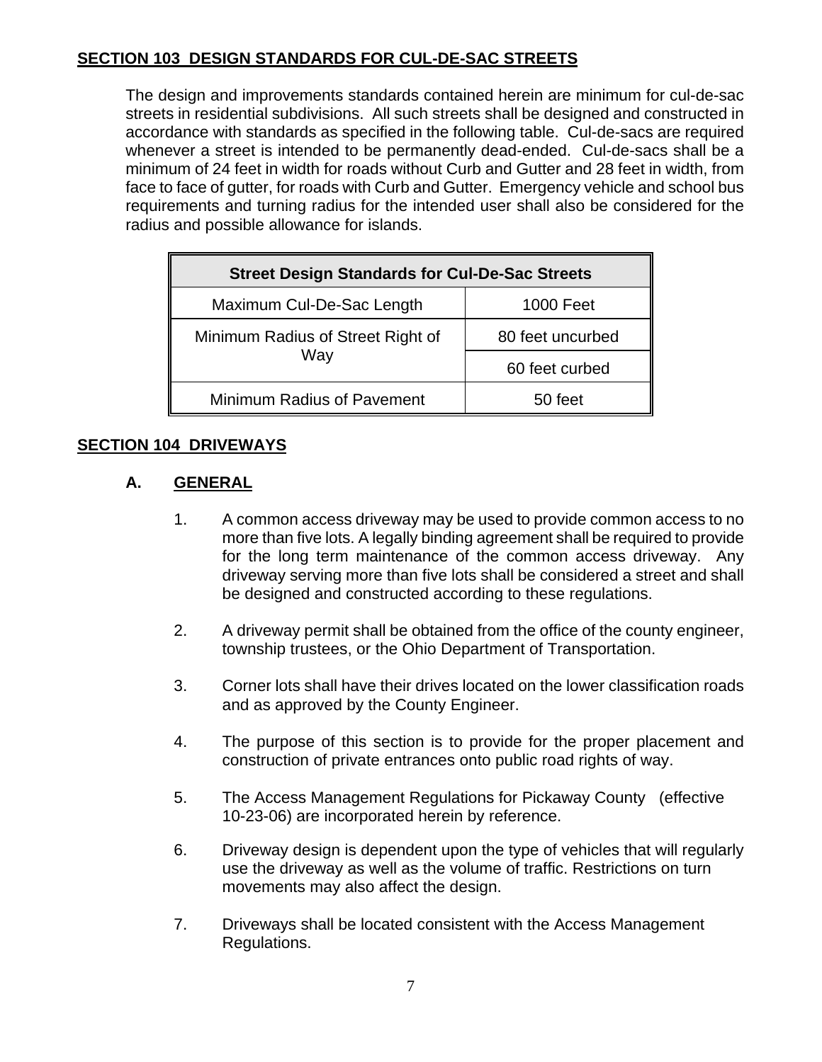## SECTION 103 DESIGN STANDARDS FOR CUL-DE-SAC STREETS

The design and improvements standards contained herein are minimum for cul-de-sac streets in residential subdivisions. All such streets shall be designed and constructed in accordance with standards as specified in the following table. Cul-de-sacs are required whenever a street is intended to be permanently dead-ended. Cul-de-sacs shall be a minimum of 24 feet in width for roads without Curb and Gutter and 28 feet in width, from face to face of gutter, for roads with Curb and Gutter. Emergency vehicle and school bus requirements and turning radius for the intended user shall also be considered for the radius and possible allowance for islands.

| Street Design Standards for Cul-De-Sac Streets | |
|---|---|
| Maximum Cul-De-Sac Length | 1000 Feet |
| Minimum Radius of Street Right of Way | 80 feet uncurbed |
| | 60 feet curbed |
| Minimum Radius of Pavement | 50 feet |

## SECTION 104 DRIVEWAYS

### A. GENERAL

1. A common access driveway may be used to provide common access to no more than five lots. A legally binding agreement shall be required to provide for the long term maintenance of the common access driveway. Any driveway serving more than five lots shall be considered a street and shall be designed and constructed according to these regulations.

2. A driveway permit shall be obtained from the office of the county engineer, township trustees, or the Ohio Department of Transportation.

3. Corner lots shall have their drives located on the lower classification roads and as approved by the County Engineer.

4. The purpose of this section is to provide for the proper placement and construction of private entrances onto public road rights of way.

5. The Access Management Regulations for Pickaway County (effective 10-23-06) are incorporated herein by reference.

6. Driveway design is dependent upon the type of vehicles that will regularly use the driveway as well as the volume of traffic. Restrictions on turn movements may also affect the design.

7. Driveways shall be located consistent with the Access Management Regulations.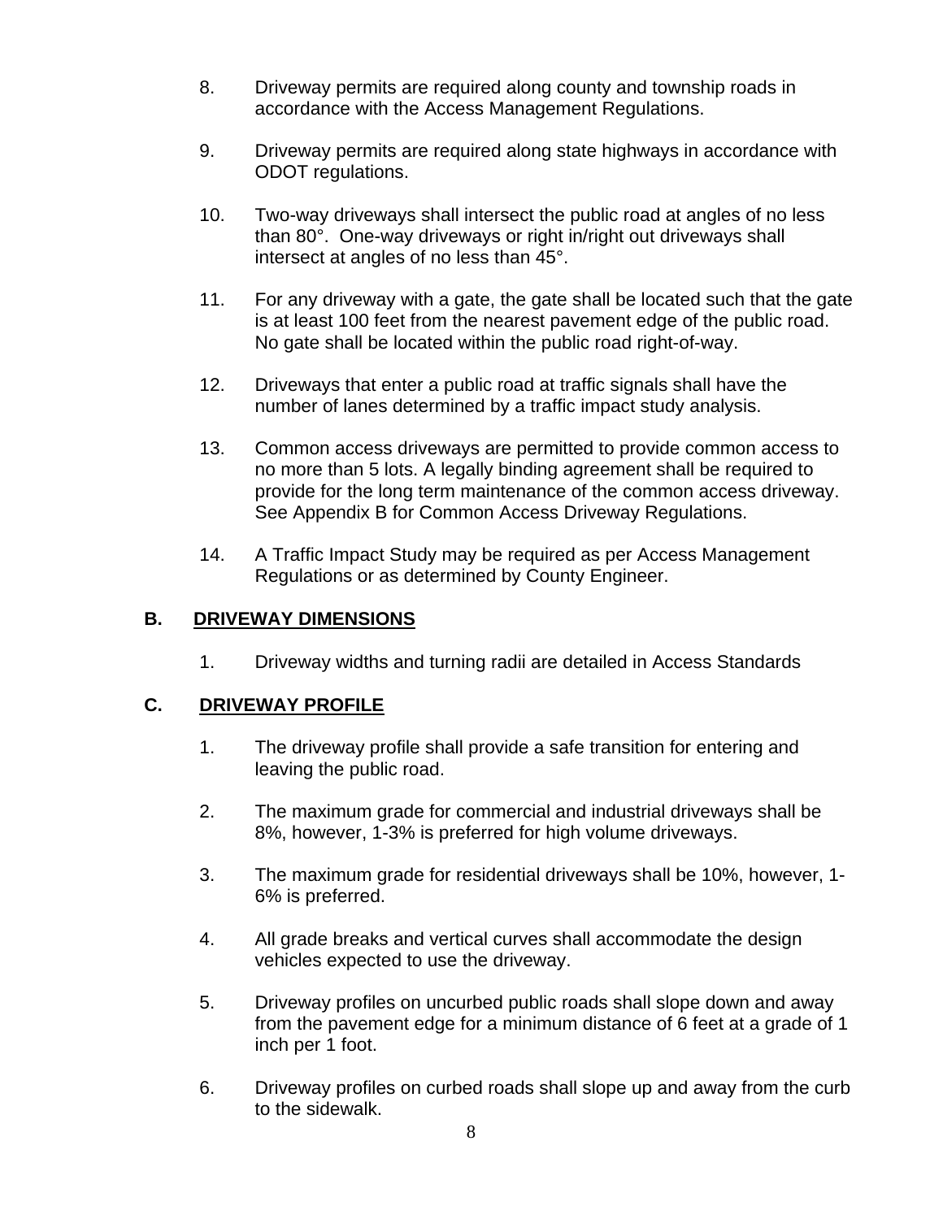8. Driveway permits are required along county and township roads in accordance with the Access Management Regulations.

9. Driveway permits are required along state highways in accordance with ODOT regulations.

10. Two-way driveways shall intersect the public road at angles of no less than 80°. One-way driveways or right in/right out driveways shall intersect at angles of no less than 45°.

11. For any driveway with a gate, the gate shall be located such that the gate is at least 100 feet from the nearest pavement edge of the public road. No gate shall be located within the public road right-of-way.

12. Driveways that enter a public road at traffic signals shall have the number of lanes determined by a traffic impact study analysis.

13. Common access driveways are permitted to provide common access to no more than 5 lots. A legally binding agreement shall be required to provide for the long term maintenance of the common access driveway. See Appendix B for Common Access Driveway Regulations.

14. A Traffic Impact Study may be required as per Access Management Regulations or as determined by County Engineer.

## B. <u>DRIVEWAY DIMENSIONS</u>

1. Driveway widths and turning radii are detailed in Access Standards

## C. <u>DRIVEWAY PROFILE</u>

1. The driveway profile shall provide a safe transition for entering and leaving the public road.

2. The maximum grade for commercial and industrial driveways shall be 8%, however, 1-3% is preferred for high volume driveways.

3. The maximum grade for residential driveways shall be 10%, however, 1-6% is preferred.

4. All grade breaks and vertical curves shall accommodate the design vehicles expected to use the driveway.

5. Driveway profiles on uncurbed public roads shall slope down and away from the pavement edge for a minimum distance of 6 feet at a grade of 1 inch per 1 foot.

6. Driveway profiles on curbed roads shall slope up and away from the curb to the sidewalk.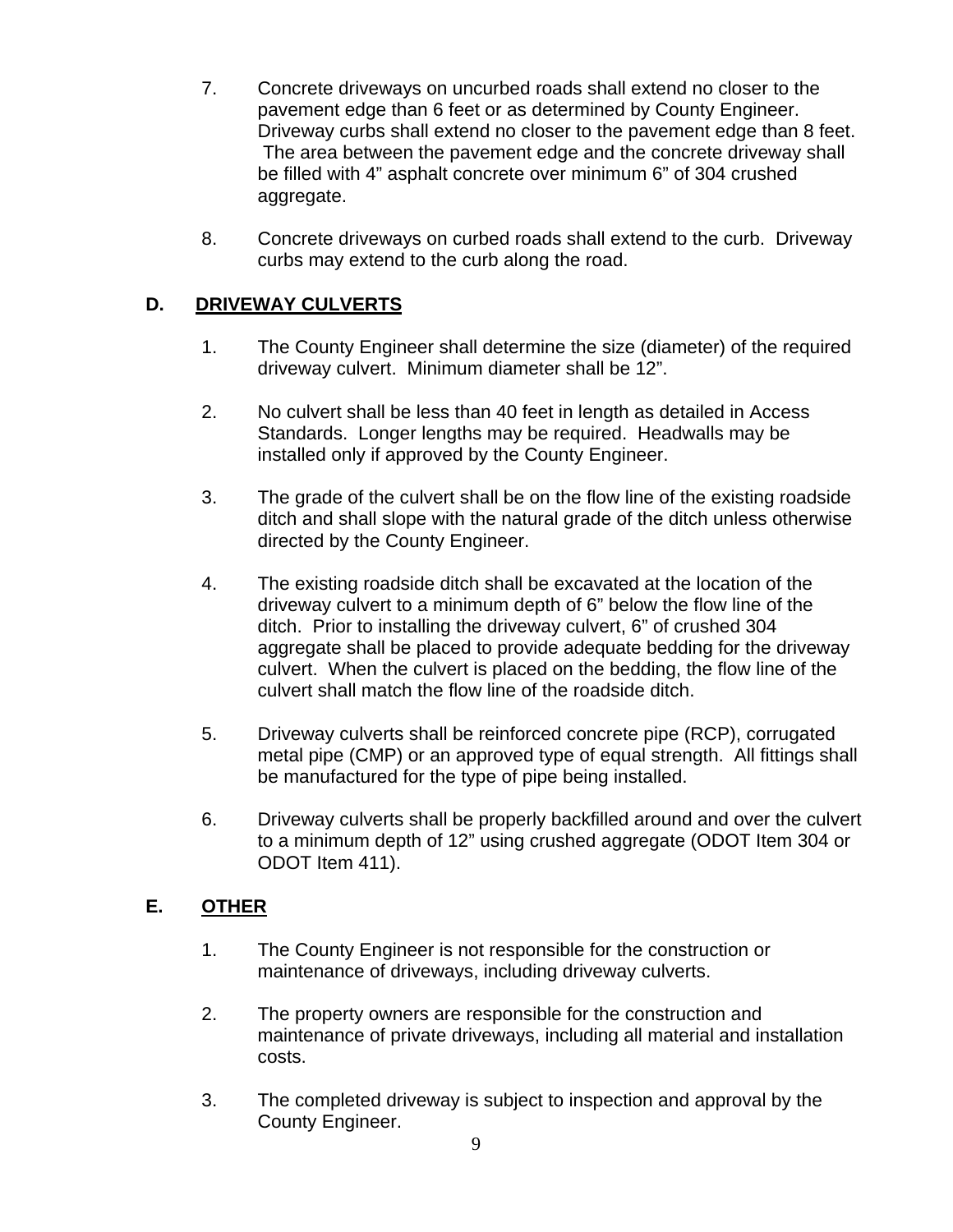7. Concrete driveways on uncurbed roads shall extend no closer to the pavement edge than 6 feet or as determined by County Engineer. Driveway curbs shall extend no closer to the pavement edge than 8 feet. The area between the pavement edge and the concrete driveway shall be filled with 4" asphalt concrete over minimum 6" of 304 crushed aggregate.

8. Concrete driveways on curbed roads shall extend to the curb. Driveway curbs may extend to the curb along the road.

## D. DRIVEWAY CULVERTS

1. The County Engineer shall determine the size (diameter) of the required driveway culvert. Minimum diameter shall be 12".

2. No culvert shall be less than 40 feet in length as detailed in Access Standards. Longer lengths may be required. Headwalls may be installed only if approved by the County Engineer.

3. The grade of the culvert shall be on the flow line of the existing roadside ditch and shall slope with the natural grade of the ditch unless otherwise directed by the County Engineer.

4. The existing roadside ditch shall be excavated at the location of the driveway culvert to a minimum depth of 6" below the flow line of the ditch. Prior to installing the driveway culvert, 6" of crushed 304 aggregate shall be placed to provide adequate bedding for the driveway culvert. When the culvert is placed on the bedding, the flow line of the culvert shall match the flow line of the roadside ditch.

5. Driveway culverts shall be reinforced concrete pipe (RCP), corrugated metal pipe (CMP) or an approved type of equal strength. All fittings shall be manufactured for the type of pipe being installed.

6. Driveway culverts shall be properly backfilled around and over the culvert to a minimum depth of 12" using crushed aggregate (ODOT Item 304 or ODOT Item 411).

## E. OTHER

1. The County Engineer is not responsible for the construction or maintenance of driveways, including driveway culverts.

2. The property owners are responsible for the construction and maintenance of private driveways, including all material and installation costs.

3. The completed driveway is subject to inspection and approval by the County Engineer.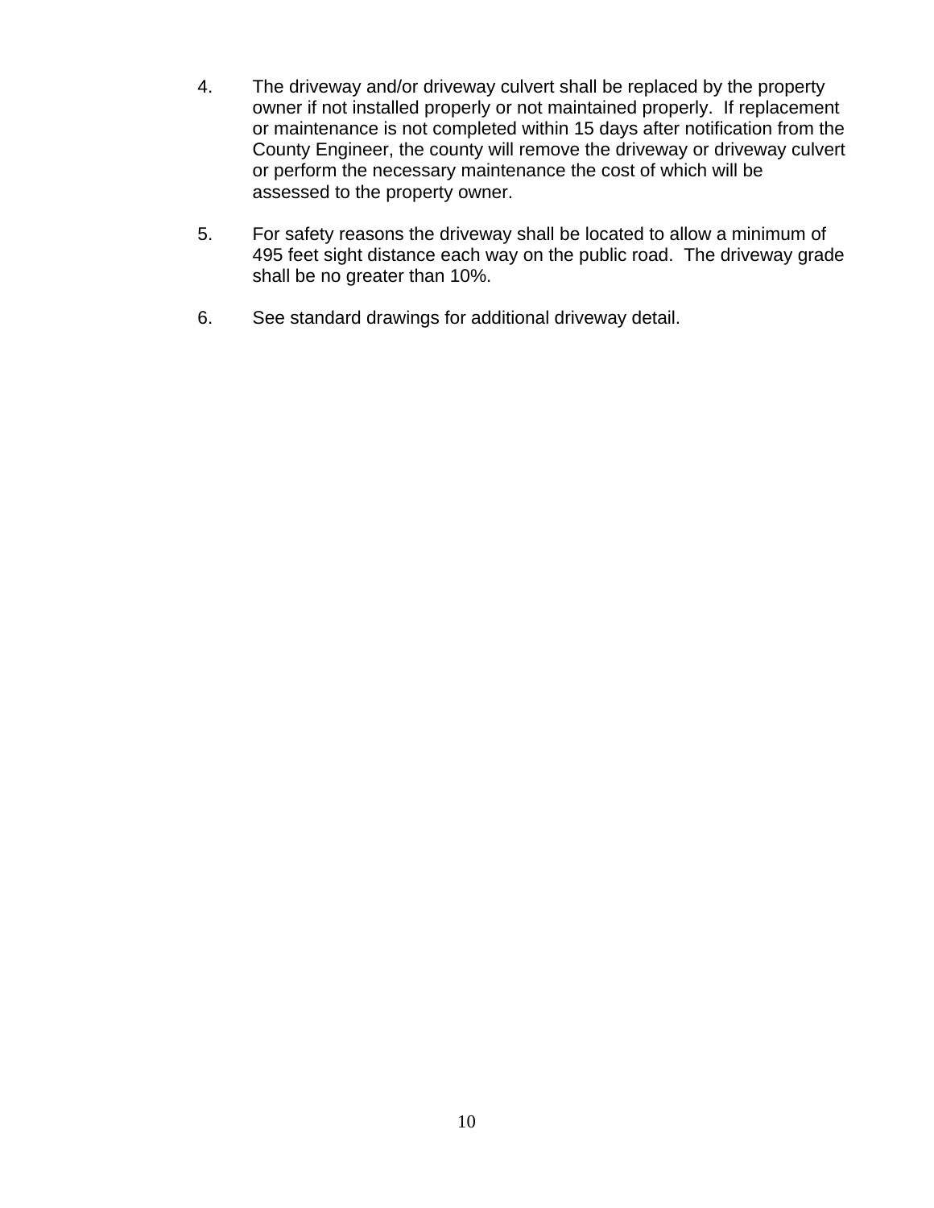4. The driveway and/or driveway culvert shall be replaced by the property owner if not installed properly or not maintained properly. If replacement or maintenance is not completed within 15 days after notification from the County Engineer, the county will remove the driveway or driveway culvert or perform the necessary maintenance the cost of which will be assessed to the property owner.

5. For safety reasons the driveway shall be located to allow a minimum of 495 feet sight distance each way on the public road. The driveway grade shall be no greater than 10%.

6. See standard drawings for additional driveway detail.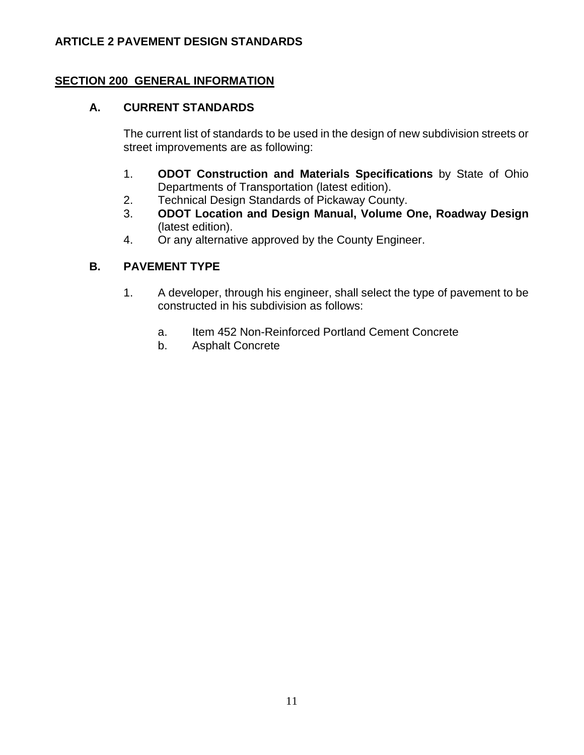# ARTICLE 2 PAVEMENT DESIGN STANDARDS

## SECTION 200 GENERAL INFORMATION

### A. CURRENT STANDARDS

The current list of standards to be used in the design of new subdivision streets or street improvements are as following:

1. **ODOT Construction and Materials Specifications** by State of Ohio Departments of Transportation (latest edition).
2. Technical Design Standards of Pickaway County.
3. **ODOT Location and Design Manual, Volume One, Roadway Design** (latest edition).
4. Or any alternative approved by the County Engineer.

### B. PAVEMENT TYPE

1. A developer, through his engineer, shall select the type of pavement to be constructed in his subdivision as follows:

   a. Item 452 Non-Reinforced Portland Cement Concrete
   b. Asphalt Concrete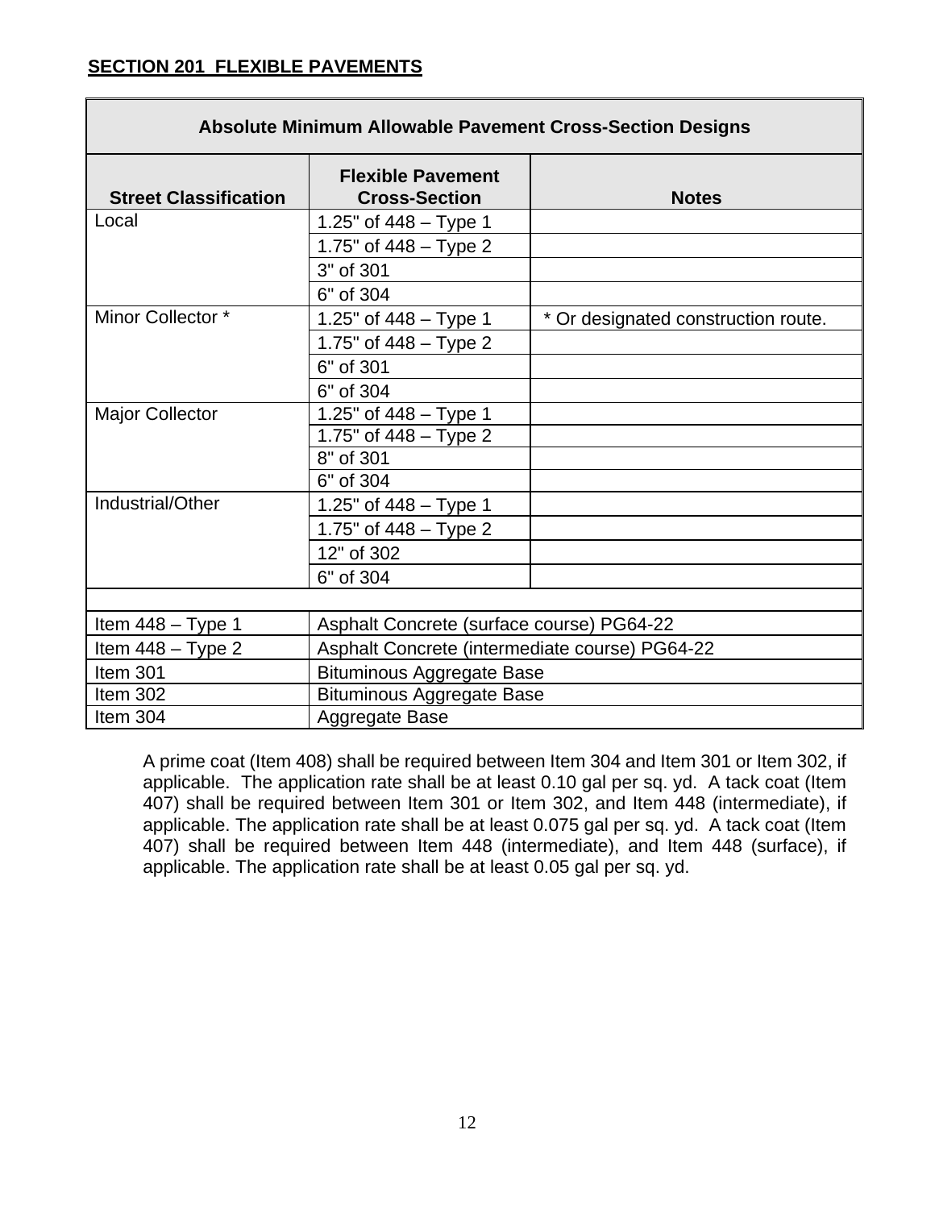## SECTION 201 FLEXIBLE PAVEMENTS

| Absolute Minimum Allowable Pavement Cross-Section Designs | | |
|---|---|---|
| **Street Classification** | **Flexible Pavement Cross-Section** | **Notes** |
| Local | 1.25" of 448 – Type 1 | |
| | 1.75" of 448 – Type 2 | |
| | 3" of 301 | |
| | 6" of 304 | |
| Minor Collector * | 1.25" of 448 – Type 1 | * Or designated construction route. |
| | 1.75" of 448 – Type 2 | |
| | 6" of 301 | |
| | 6" of 304 | |
| Major Collector | 1.25" of 448 – Type 1 | |
| | 1.75" of 448 – Type 2 | |
| | 8" of 301 | |
| | 6" of 304 | |
| Industrial/Other | 1.25" of 448 – Type 1 | |
| | 1.75" of 448 – Type 2 | |
| | 12" of 302 | |
| | 6" of 304 | |
| | | |
| Item 448 – Type 1 | Asphalt Concrete (surface course) PG64-22 | |
| Item 448 – Type 2 | Asphalt Concrete (intermediate course) PG64-22 | |
| Item 301 | Bituminous Aggregate Base | |
| Item 302 | Bituminous Aggregate Base | |
| Item 304 | Aggregate Base | |

A prime coat (Item 408) shall be required between Item 304 and Item 301 or Item 302, if applicable. The application rate shall be at least 0.10 gal per sq. yd. A tack coat (Item 407) shall be required between Item 301 or Item 302, and Item 448 (intermediate), if applicable. The application rate shall be at least 0.075 gal per sq. yd. A tack coat (Item 407) shall be required between Item 448 (intermediate), and Item 448 (surface), if applicable. The application rate shall be at least 0.05 gal per sq. yd.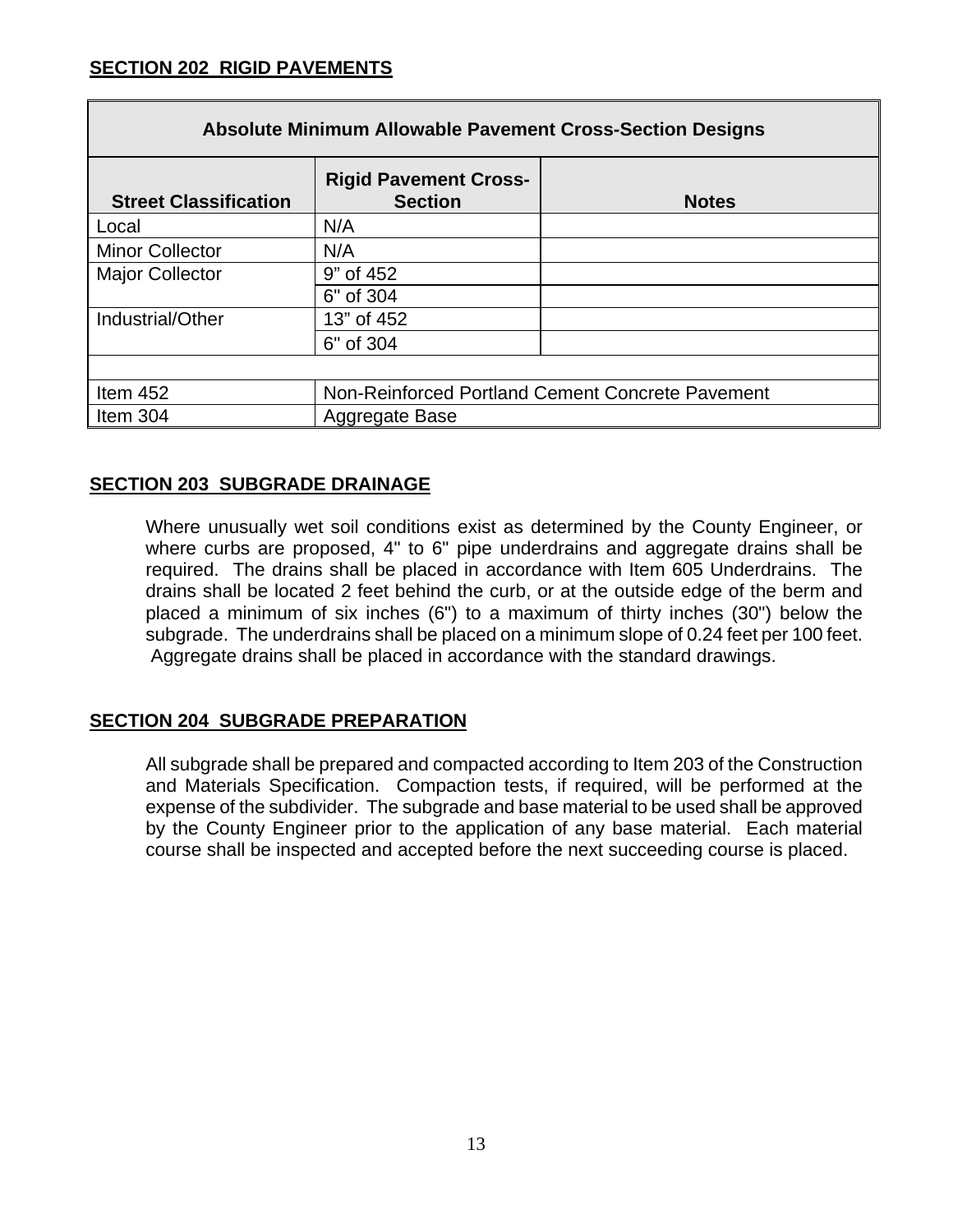**SECTION 202 RIGID PAVEMENTS**

| Absolute Minimum Allowable Pavement Cross-Section Designs | | |
|---|---|---|
| **Street Classification** | **Rigid Pavement Cross-Section** | **Notes** |
| Local | N/A | |
| Minor Collector | N/A | |
| Major Collector | 9” of 452 | |
| | 6" of 304 | |
| Industrial/Other | 13” of 452 | |
| | 6" of 304 | |
| | | |
| Item 452 | Non-Reinforced Portland Cement Concrete Pavement | |
| Item 304 | Aggregate Base | |

**SECTION 203 SUBGRADE DRAINAGE**

Where unusually wet soil conditions exist as determined by the County Engineer, or where curbs are proposed, 4" to 6" pipe underdrains and aggregate drains shall be required. The drains shall be placed in accordance with Item 605 Underdrains. The drains shall be located 2 feet behind the curb, or at the outside edge of the berm and placed a minimum of six inches (6") to a maximum of thirty inches (30") below the subgrade. The underdrains shall be placed on a minimum slope of 0.24 feet per 100 feet. Aggregate drains shall be placed in accordance with the standard drawings.

**SECTION 204 SUBGRADE PREPARATION**

All subgrade shall be prepared and compacted according to Item 203 of the Construction and Materials Specification. Compaction tests, if required, will be performed at the expense of the subdivider. The subgrade and base material to be used shall be approved by the County Engineer prior to the application of any base material. Each material course shall be inspected and accepted before the next succeeding course is placed.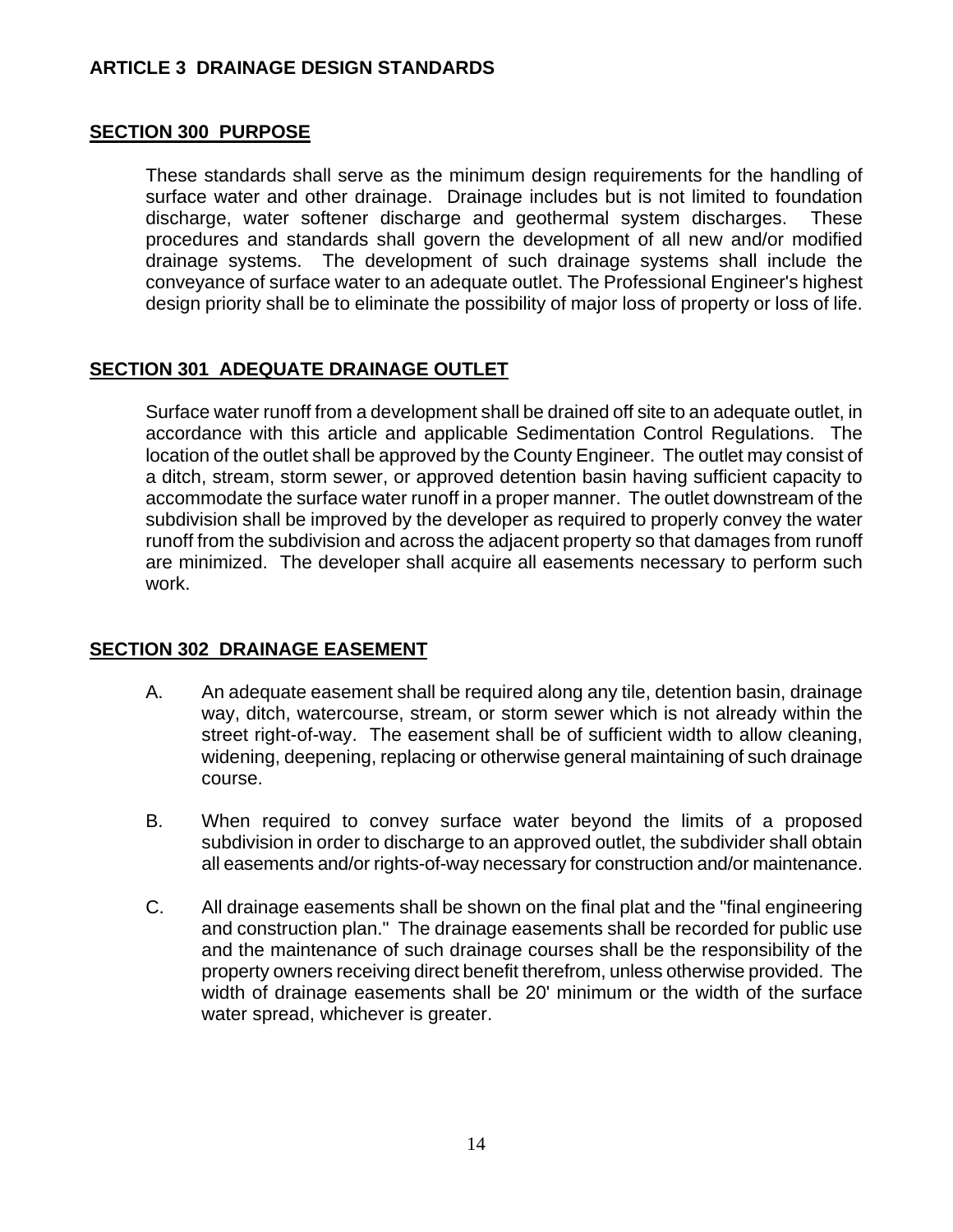# ARTICLE 3 DRAINAGE DESIGN STANDARDS

## SECTION 300 PURPOSE

These standards shall serve as the minimum design requirements for the handling of surface water and other drainage. Drainage includes but is not limited to foundation discharge, water softener discharge and geothermal system discharges. These procedures and standards shall govern the development of all new and/or modified drainage systems. The development of such drainage systems shall include the conveyance of surface water to an adequate outlet. The Professional Engineer's highest design priority shall be to eliminate the possibility of major loss of property or loss of life.

## SECTION 301 ADEQUATE DRAINAGE OUTLET

Surface water runoff from a development shall be drained off site to an adequate outlet, in accordance with this article and applicable Sedimentation Control Regulations. The location of the outlet shall be approved by the County Engineer. The outlet may consist of a ditch, stream, storm sewer, or approved detention basin having sufficient capacity to accommodate the surface water runoff in a proper manner. The outlet downstream of the subdivision shall be improved by the developer as required to properly convey the water runoff from the subdivision and across the adjacent property so that damages from runoff are minimized. The developer shall acquire all easements necessary to perform such work.

## SECTION 302 DRAINAGE EASEMENT

A. An adequate easement shall be required along any tile, detention basin, drainage way, ditch, watercourse, stream, or storm sewer which is not already within the street right-of-way. The easement shall be of sufficient width to allow cleaning, widening, deepening, replacing or otherwise general maintaining of such drainage course.

B. When required to convey surface water beyond the limits of a proposed subdivision in order to discharge to an approved outlet, the subdivider shall obtain all easements and/or rights-of-way necessary for construction and/or maintenance.

C. All drainage easements shall be shown on the final plat and the "final engineering and construction plan." The drainage easements shall be recorded for public use and the maintenance of such drainage courses shall be the responsibility of the property owners receiving direct benefit therefrom, unless otherwise provided. The width of drainage easements shall be 20' minimum or the width of the surface water spread, whichever is greater.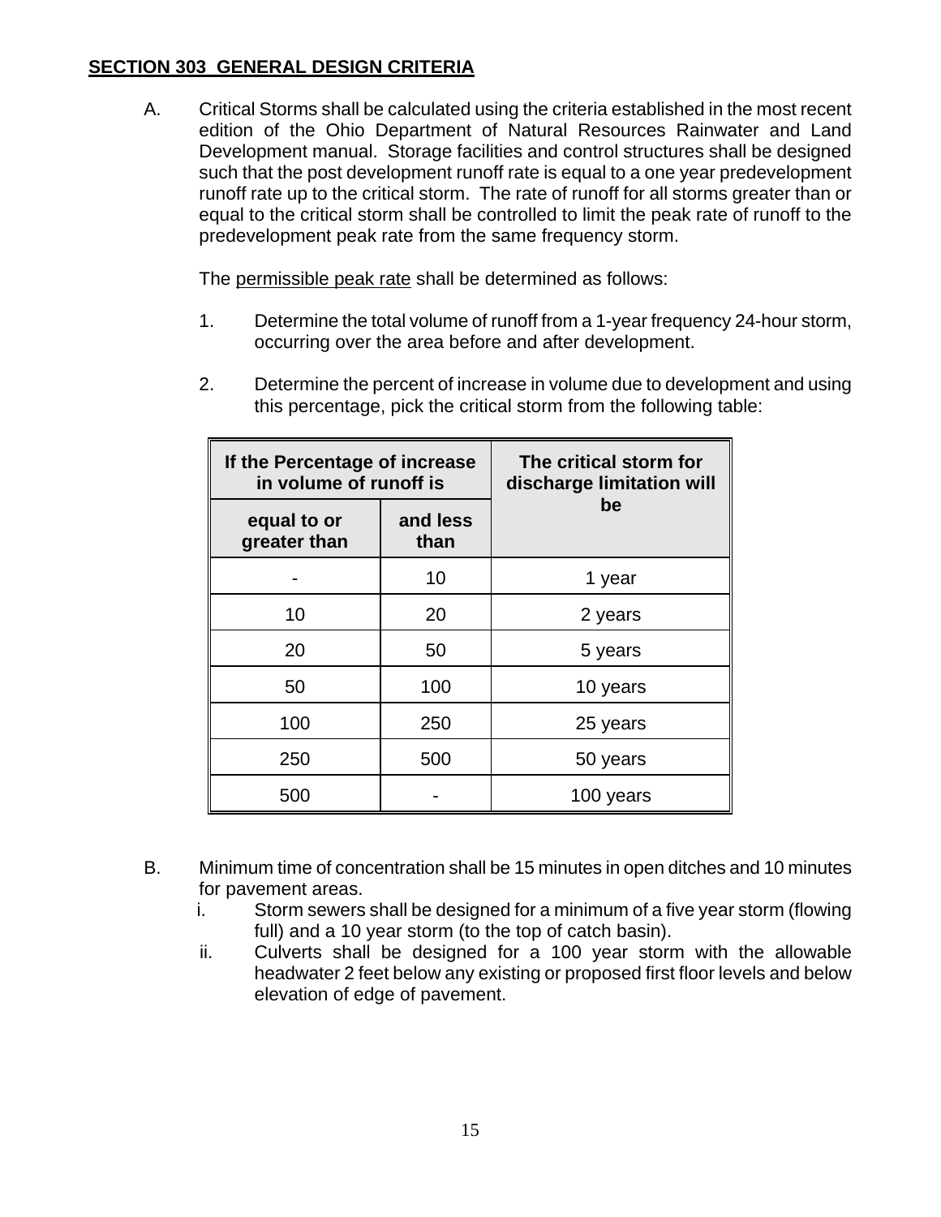## SECTION 303 GENERAL DESIGN CRITERIA

A. Critical Storms shall be calculated using the criteria established in the most recent edition of the Ohio Department of Natural Resources Rainwater and Land Development manual. Storage facilities and control structures shall be designed such that the post development runoff rate is equal to a one year predevelopment runoff rate up to the critical storm. The rate of runoff for all storms greater than or equal to the critical storm shall be controlled to limit the peak rate of runoff to the predevelopment peak rate from the same frequency storm.

   The permissible peak rate shall be determined as follows:

   1. Determine the total volume of runoff from a 1-year frequency 24-hour storm, occurring over the area before and after development.

   2. Determine the percent of increase in volume due to development and using this percentage, pick the critical storm from the following table:

| If the Percentage of increase in volume of runoff is | | The critical storm for discharge limitation will be |
|---|---|---|
| **equal to or greater than** | **and less than** | |
| - | 10 | 1 year |
| 10 | 20 | 2 years |
| 20 | 50 | 5 years |
| 50 | 100 | 10 years |
| 100 | 250 | 25 years |
| 250 | 500 | 50 years |
| 500 | - | 100 years |

B. Minimum time of concentration shall be 15 minutes in open ditches and 10 minutes for pavement areas.

   i. Storm sewers shall be designed for a minimum of a five year storm (flowing full) and a 10 year storm (to the top of catch basin).

   ii. Culverts shall be designed for a 100 year storm with the allowable headwater 2 feet below any existing or proposed first floor levels and below elevation of edge of pavement.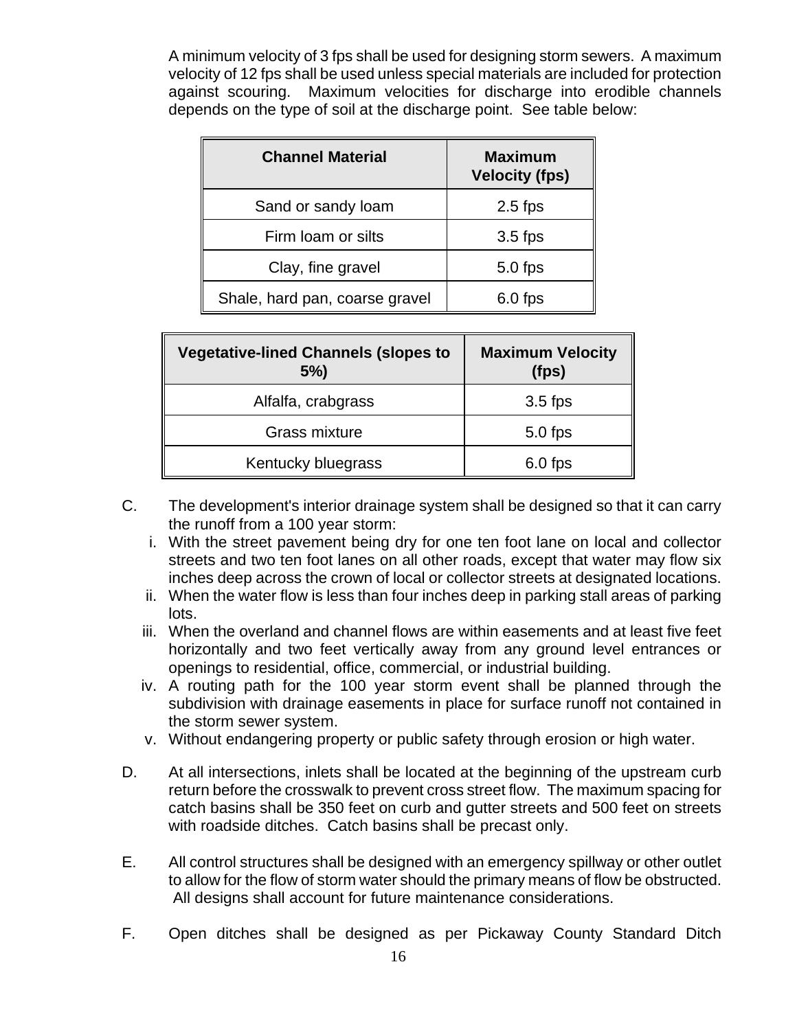A minimum velocity of 3 fps shall be used for designing storm sewers. A maximum velocity of 12 fps shall be used unless special materials are included for protection against scouring. Maximum velocities for discharge into erodible channels depends on the type of soil at the discharge point. See table below:

| Channel Material | Maximum Velocity (fps) |
|---|---|
| Sand or sandy loam | 2.5 fps |
| Firm loam or silts | 3.5 fps |
| Clay, fine gravel | 5.0 fps |
| Shale, hard pan, coarse gravel | 6.0 fps |

| Vegetative-lined Channels (slopes to 5%) | Maximum Velocity (fps) |
|---|---|
| Alfalfa, crabgrass | 3.5 fps |
| Grass mixture | 5.0 fps |
| Kentucky bluegrass | 6.0 fps |

C. The development's interior drainage system shall be designed so that it can carry the runoff from a 100 year storm:

   i. With the street pavement being dry for one ten foot lane on local and collector streets and two ten foot lanes on all other roads, except that water may flow six inches deep across the crown of local or collector streets at designated locations.

   ii. When the water flow is less than four inches deep in parking stall areas of parking lots.

   iii. When the overland and channel flows are within easements and at least five feet horizontally and two feet vertically away from any ground level entrances or openings to residential, office, commercial, or industrial building.

   iv. A routing path for the 100 year storm event shall be planned through the subdivision with drainage easements in place for surface runoff not contained in the storm sewer system.

   v. Without endangering property or public safety through erosion or high water.

D. At all intersections, inlets shall be located at the beginning of the upstream curb return before the crosswalk to prevent cross street flow. The maximum spacing for catch basins shall be 350 feet on curb and gutter streets and 500 feet on streets with roadside ditches. Catch basins shall be precast only.

E. All control structures shall be designed with an emergency spillway or other outlet to allow for the flow of storm water should the primary means of flow be obstructed. All designs shall account for future maintenance considerations.

F. Open ditches shall be designed as per Pickaway County Standard Ditch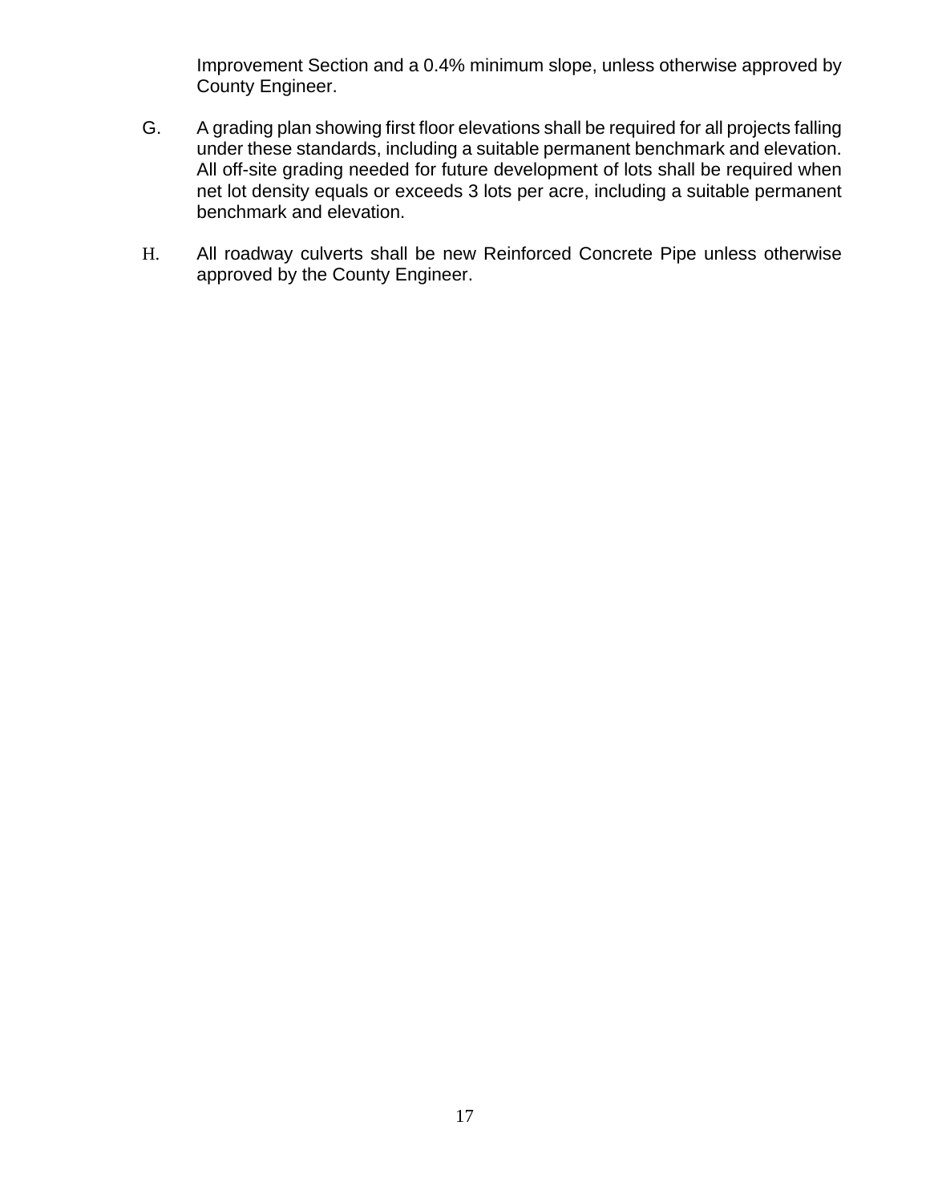Improvement Section and a 0.4% minimum slope, unless otherwise approved by County Engineer.

G. A grading plan showing first floor elevations shall be required for all projects falling under these standards, including a suitable permanent benchmark and elevation. All off-site grading needed for future development of lots shall be required when net lot density equals or exceeds 3 lots per acre, including a suitable permanent benchmark and elevation.

H. All roadway culverts shall be new Reinforced Concrete Pipe unless otherwise approved by the County Engineer.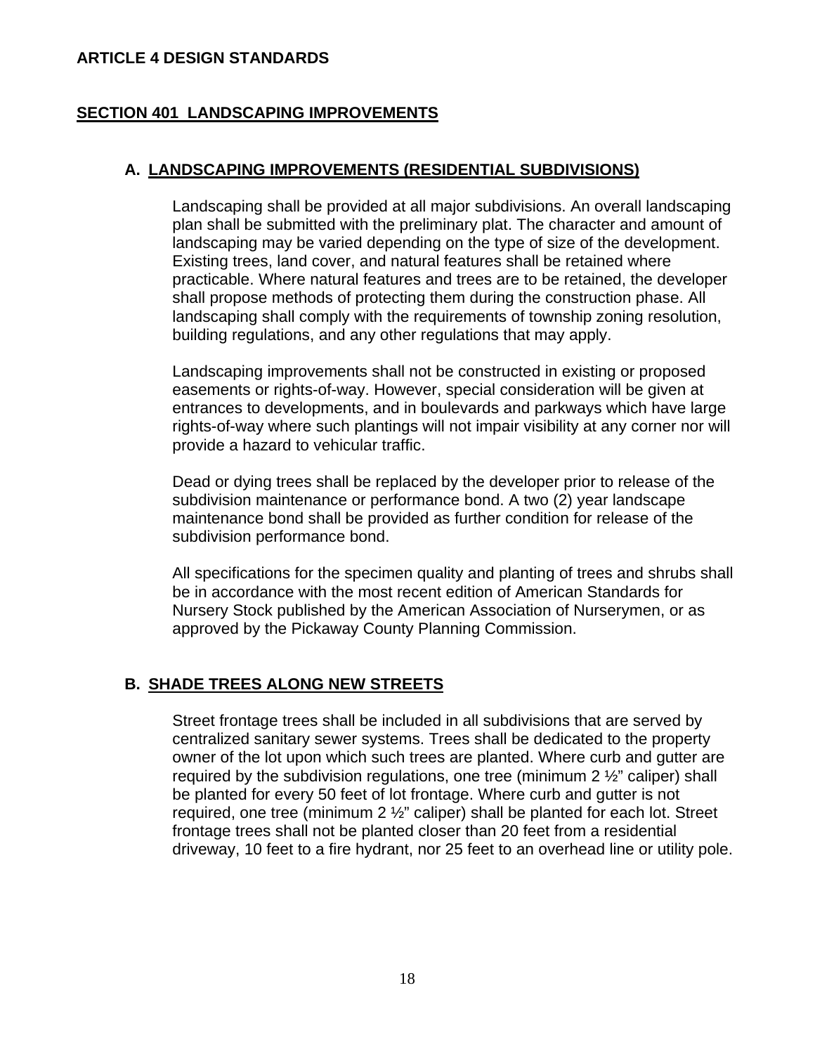# ARTICLE 4 DESIGN STANDARDS

## SECTION 401 LANDSCAPING IMPROVEMENTS

### A. LANDSCAPING IMPROVEMENTS (RESIDENTIAL SUBDIVISIONS)

Landscaping shall be provided at all major subdivisions. An overall landscaping plan shall be submitted with the preliminary plat. The character and amount of landscaping may be varied depending on the type of size of the development. Existing trees, land cover, and natural features shall be retained where practicable. Where natural features and trees are to be retained, the developer shall propose methods of protecting them during the construction phase. All landscaping shall comply with the requirements of township zoning resolution, building regulations, and any other regulations that may apply.

Landscaping improvements shall not be constructed in existing or proposed easements or rights-of-way. However, special consideration will be given at entrances to developments, and in boulevards and parkways which have large rights-of-way where such plantings will not impair visibility at any corner nor will provide a hazard to vehicular traffic.

Dead or dying trees shall be replaced by the developer prior to release of the subdivision maintenance or performance bond. A two (2) year landscape maintenance bond shall be provided as further condition for release of the subdivision performance bond.

All specifications for the specimen quality and planting of trees and shrubs shall be in accordance with the most recent edition of American Standards for Nursery Stock published by the American Association of Nurserymen, or as approved by the Pickaway County Planning Commission.

### B. SHADE TREES ALONG NEW STREETS

Street frontage trees shall be included in all subdivisions that are served by centralized sanitary sewer systems. Trees shall be dedicated to the property owner of the lot upon which such trees are planted. Where curb and gutter are required by the subdivision regulations, one tree (minimum 2 ½" caliper) shall be planted for every 50 feet of lot frontage. Where curb and gutter is not required, one tree (minimum 2 ½" caliper) shall be planted for each lot. Street frontage trees shall not be planted closer than 20 feet from a residential driveway, 10 feet to a fire hydrant, nor 25 feet to an overhead line or utility pole.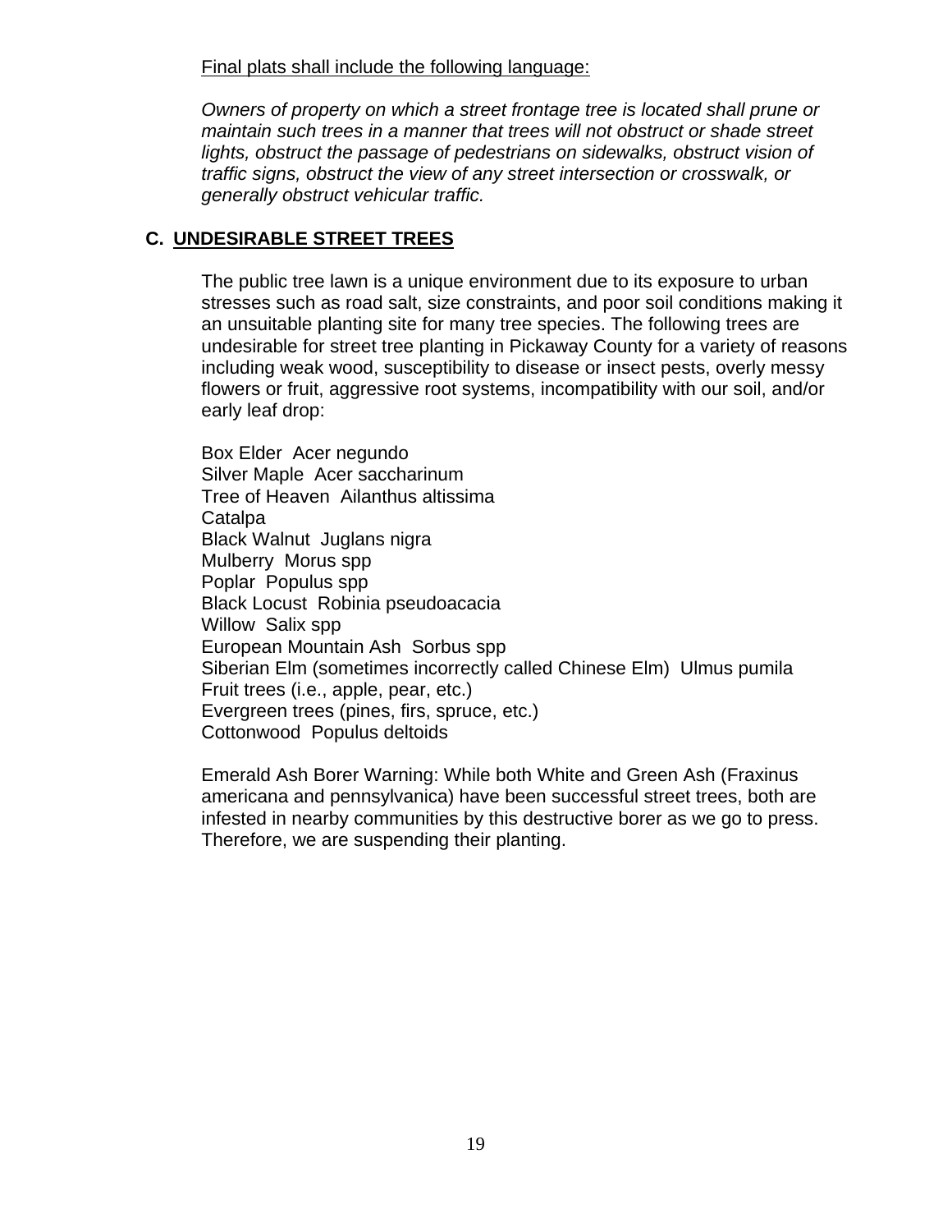Final plats shall include the following language:

*Owners of property on which a street frontage tree is located shall prune or maintain such trees in a manner that trees will not obstruct or shade street lights, obstruct the passage of pedestrians on sidewalks, obstruct vision of traffic signs, obstruct the view of any street intersection or crosswalk, or generally obstruct vehicular traffic.*

## C. UNDESIRABLE STREET TREES

The public tree lawn is a unique environment due to its exposure to urban stresses such as road salt, size constraints, and poor soil conditions making it an unsuitable planting site for many tree species. The following trees are undesirable for street tree planting in Pickaway County for a variety of reasons including weak wood, susceptibility to disease or insect pests, overly messy flowers or fruit, aggressive root systems, incompatibility with our soil, and/or early leaf drop:

Box Elder Acer negundo
Silver Maple Acer saccharinum
Tree of Heaven Ailanthus altissima
Catalpa
Black Walnut Juglans nigra
Mulberry Morus spp
Poplar Populus spp
Black Locust Robinia pseudoacacia
Willow Salix spp
European Mountain Ash Sorbus spp
Siberian Elm (sometimes incorrectly called Chinese Elm) Ulmus pumila
Fruit trees (i.e., apple, pear, etc.)
Evergreen trees (pines, firs, spruce, etc.)
Cottonwood Populus deltoids

Emerald Ash Borer Warning: While both White and Green Ash (Fraxinus americana and pennsylvanica) have been successful street trees, both are infested in nearby communities by this destructive borer as we go to press. Therefore, we are suspending their planting.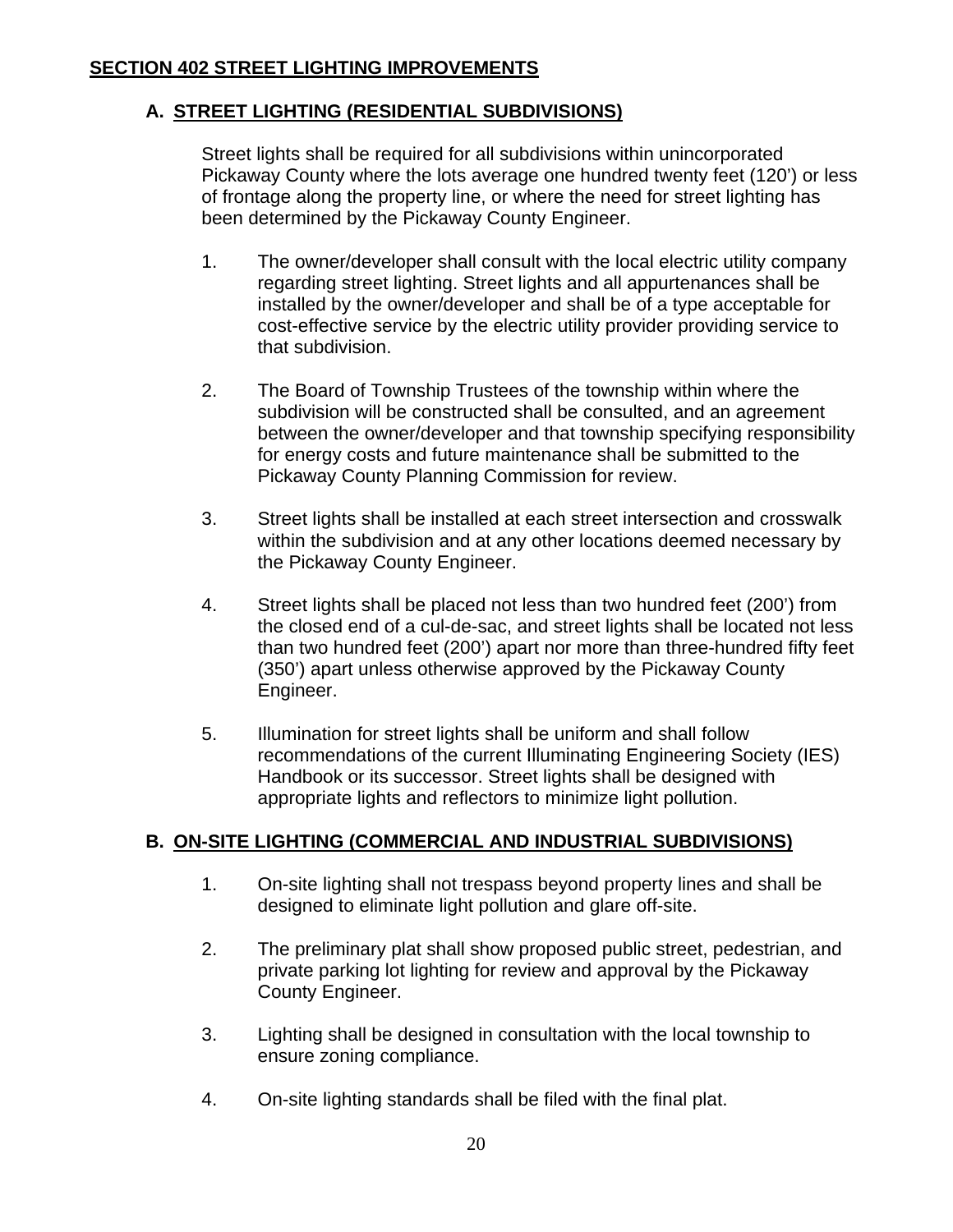## SECTION 402 STREET LIGHTING IMPROVEMENTS

### A. STREET LIGHTING (RESIDENTIAL SUBDIVISIONS)

Street lights shall be required for all subdivisions within unincorporated Pickaway County where the lots average one hundred twenty feet (120') or less of frontage along the property line, or where the need for street lighting has been determined by the Pickaway County Engineer.

1. The owner/developer shall consult with the local electric utility company regarding street lighting. Street lights and all appurtenances shall be installed by the owner/developer and shall be of a type acceptable for cost-effective service by the electric utility provider providing service to that subdivision.

2. The Board of Township Trustees of the township within where the subdivision will be constructed shall be consulted, and an agreement between the owner/developer and that township specifying responsibility for energy costs and future maintenance shall be submitted to the Pickaway County Planning Commission for review.

3. Street lights shall be installed at each street intersection and crosswalk within the subdivision and at any other locations deemed necessary by the Pickaway County Engineer.

4. Street lights shall be placed not less than two hundred feet (200') from the closed end of a cul-de-sac, and street lights shall be located not less than two hundred feet (200') apart nor more than three-hundred fifty feet (350') apart unless otherwise approved by the Pickaway County Engineer.

5. Illumination for street lights shall be uniform and shall follow recommendations of the current Illuminating Engineering Society (IES) Handbook or its successor. Street lights shall be designed with appropriate lights and reflectors to minimize light pollution.

### B. ON-SITE LIGHTING (COMMERCIAL AND INDUSTRIAL SUBDIVISIONS)

1. On-site lighting shall not trespass beyond property lines and shall be designed to eliminate light pollution and glare off-site.

2. The preliminary plat shall show proposed public street, pedestrian, and private parking lot lighting for review and approval by the Pickaway County Engineer.

3. Lighting shall be designed in consultation with the local township to ensure zoning compliance.

4. On-site lighting standards shall be filed with the final plat.